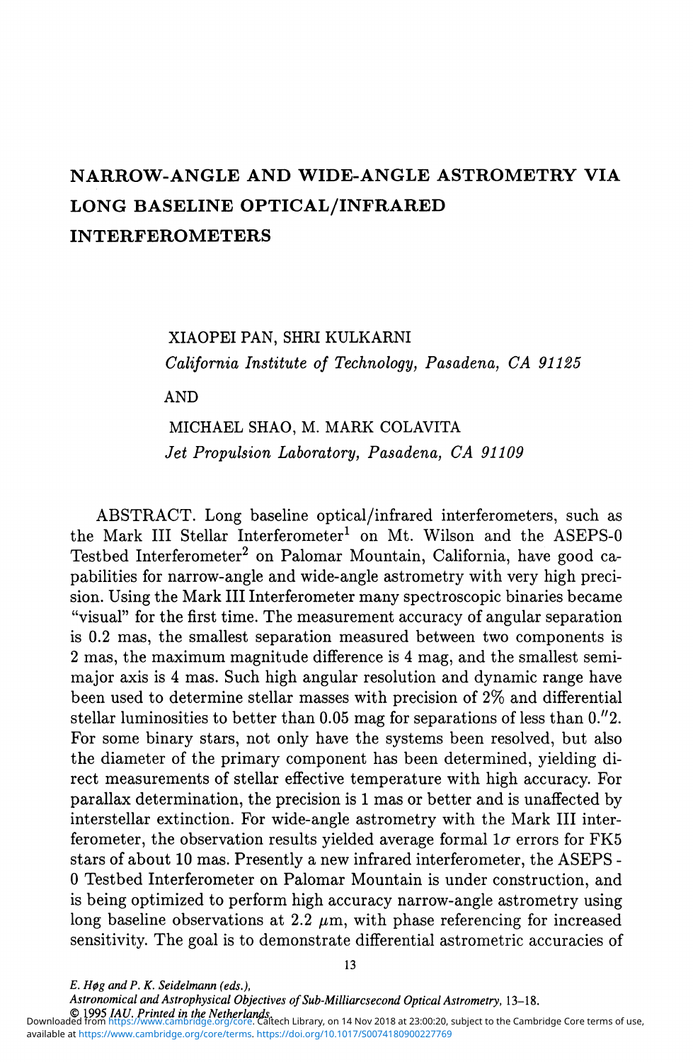# NARROW-ANGLE AND WIDE-ANGLE ASTROMETRY VIA LONG BASELINE OPTICAL/INFRARED INTERFEROMETERS

XIAOPEI PAN, SHRI KULKARNI
*California Institute of Technology, Pasadena, CA 91125*

AND

MICHAEL SHAO, M. MARK COLAVITA
*Jet Propulsion Laboratory, Pasadena, CA 91109*

ABSTRACT. Long baseline optical/infrared interferometers, such as the Mark III Stellar Interferometer[1] on Mt. Wilson and the ASEPS-0 Testbed Interferometer[2] on Palomar Mountain, California, have good capabilities for narrow-angle and wide-angle astrometry with very high precision. Using the Mark III Interferometer many spectroscopic binaries became "visual" for the first time. The measurement accuracy of angular separation is 0.2 mas, the smallest separation measured between two components is 2 mas, the maximum magnitude difference is 4 mag, and the smallest semi-major axis is 4 mas. Such high angular resolution and dynamic range have been used to determine stellar masses with precision of 2% and differential stellar luminosities to better than 0.05 mag for separations of less than 0.″2. For some binary stars, not only have the systems been resolved, but also the diameter of the primary component has been determined, yielding direct measurements of stellar effective temperature with high accuracy. For parallax determination, the precision is 1 mas or better and is unaffected by interstellar extinction. For wide-angle astrometry with the Mark III interferometer, the observation results yielded average formal $1\sigma$ errors for FK5 stars of about 10 mas. Presently a new infrared interferometer, the ASEPS - 0 Testbed Interferometer on Palomar Mountain is under construction, and is being optimized to perform high accuracy narrow-angle astrometry using long baseline observations at 2.2 $\mu$m, with phase referencing for increased sensitivity. The goal is to demonstrate differential astrometric accuracies of

*E. Høg and P. K. Seidelmann (eds.),*
*Astronomical and Astrophysical Objectives of Sub-Milliarcsecond Optical Astrometry*, 13–18.
© 1995 *IAU. Printed in the Netherlands.*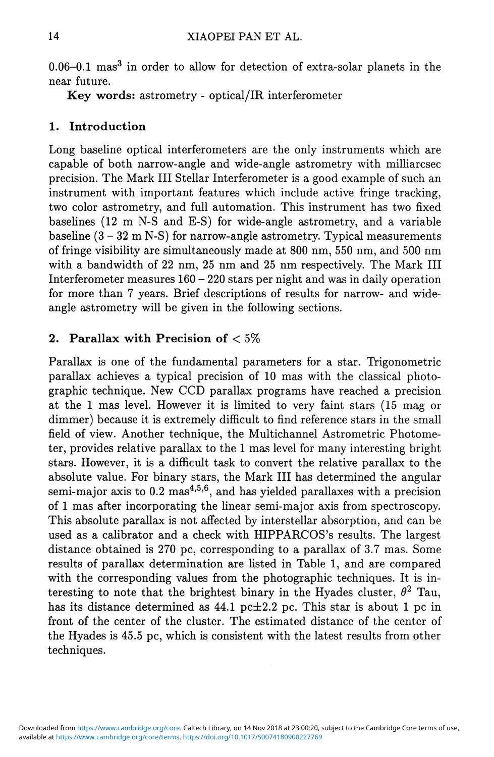0.06–0.1 mas[3] in order to allow for detection of extra-solar planets in the near future.

**Key words:** astrometry - optical/IR interferometer

## 1. Introduction

Long baseline optical interferometers are the only instruments which are capable of both narrow-angle and wide-angle astrometry with milliarcsec precision. The Mark III Stellar Interferometer is a good example of such an instrument with important features which include active fringe tracking, two color astrometry, and full automation. This instrument has two fixed baselines (12 m N-S and E-S) for wide-angle astrometry, and a variable baseline (3 – 32 m N-S) for narrow-angle astrometry. Typical measurements of fringe visibility are simultaneously made at 800 nm, 550 nm, and 500 nm with a bandwidth of 22 nm, 25 nm and 25 nm respectively. The Mark III Interferometer measures 160 – 220 stars per night and was in daily operation for more than 7 years. Brief descriptions of results for narrow- and wide-angle astrometry will be given in the following sections.

## 2. Parallax with Precision of $< 5\%$

Parallax is one of the fundamental parameters for a star. Trigonometric parallax achieves a typical precision of 10 mas with the classical photographic technique. New CCD parallax programs have reached a precision at the 1 mas level. However it is limited to very faint stars (15 mag or dimmer) because it is extremely difficult to find reference stars in the small field of view. Another technique, the Multichannel Astrometric Photometer, provides relative parallax to the 1 mas level for many interesting bright stars. However, it is a difficult task to convert the relative parallax to the absolute value. For binary stars, the Mark III has determined the angular semi-major axis to 0.2 mas[4,5,6], and has yielded parallaxes with a precision of 1 mas after incorporating the linear semi-major axis from spectroscopy. This absolute parallax is not affected by interstellar absorption, and can be used as a calibrator and a check with HIPPARCOS's results. The largest distance obtained is 270 pc, corresponding to a parallax of 3.7 mas. Some results of parallax determination are listed in Table 1, and are compared with the corresponding values from the photographic techniques. It is interesting to note that the brightest binary in the Hyades cluster, $\theta^2$ Tau, has its distance determined as 44.1 pc$\pm$2.2 pc. This star is about 1 pc in front of the center of the cluster. The estimated distance of the center of the Hyades is 45.5 pc, which is consistent with the latest results from other techniques.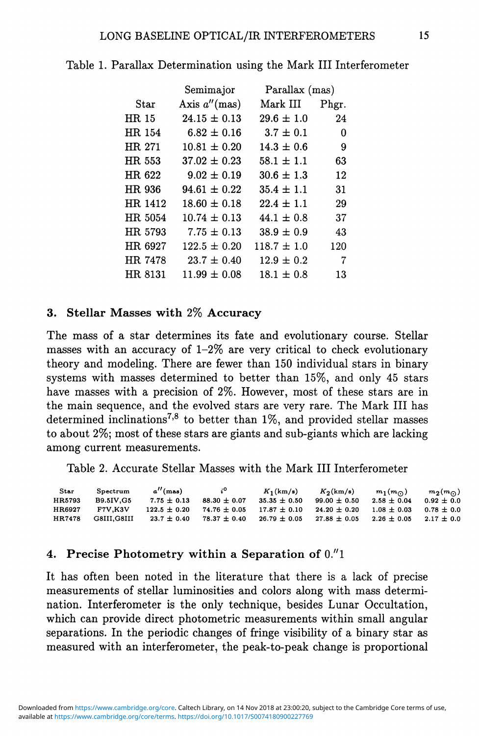Table 1. Parallax Determination using the Mark III Interferometer

| Star | Semimajor Axis $a''$(mas) | Parallax (mas) Mark III | Phgr. |
|---|---|---|---|
| HR 15 | 24.15 ± 0.13 | 29.6 ± 1.0 | 24 |
| HR 154 | 6.82 ± 0.16 | 3.7 ± 0.1 | 0 |
| HR 271 | 10.81 ± 0.20 | 14.3 ± 0.6 | 9 |
| HR 553 | 37.02 ± 0.23 | 58.1 ± 1.1 | 63 |
| HR 622 | 9.02 ± 0.19 | 30.6 ± 1.3 | 12 |
| HR 936 | 94.61 ± 0.22 | 35.4 ± 1.1 | 31 |
| HR 1412 | 18.60 ± 0.18 | 22.4 ± 1.1 | 29 |
| HR 5054 | 10.74 ± 0.13 | 44.1 ± 0.8 | 37 |
| HR 5793 | 7.75 ± 0.13 | 38.9 ± 0.9 | 43 |
| HR 6927 | 122.5 ± 0.20 | 118.7 ± 1.0 | 120 |
| HR 7478 | 23.7 ± 0.40 | 12.9 ± 0.2 | 7 |
| HR 8131 | 11.99 ± 0.08 | 18.1 ± 0.8 | 13 |

## 3. Stellar Masses with 2% Accuracy

The mass of a star determines its fate and evolutionary course. Stellar masses with an accuracy of 1–2% are very critical to check evolutionary theory and modeling. There are fewer than 150 individual stars in binary systems with masses determined to better than 15%, and only 45 stars have masses with a precision of 2%. However, most of these stars are in the main sequence, and the evolved stars are very rare. The Mark III has determined inclinations[7,8] to better than 1%, and provided stellar masses to about 2%; most of these stars are giants and sub-giants which are lacking among current measurements.

Table 2. Accurate Stellar Masses with the Mark III Interferometer

| Star | Spectrum | $a''$(mas) | $i^{\circ}$ | $K_1$(km/s) | $K_2$(km/s) | $m_1(m_{\odot})$ | $m_2(m_{\odot})$ |
|---|---|---|---|---|---|---|---|
| HR5793 | B9.5IV,G5 | 7.75 ± 0.13 | 88.30 ± 0.07 | 35.35 ± 0.50 | 99.00 ± 0.50 | 2.58 ± 0.04 | 0.92 ± 0.0 |
| HR6927 | F7V,K3V | 122.5 ± 0.20 | 74.76 ± 0.05 | 17.87 ± 0.10 | 24.20 ± 0.20 | 1.08 ± 0.03 | 0.78 ± 0.0 |
| HR7478 | G8III,G8III | 23.7 ± 0.40 | 78.37 ± 0.40 | 26.79 ± 0.05 | 27.88 ± 0.05 | 2.26 ± 0.05 | 2.17 ± 0.0 |

## 4. Precise Photometry within a Separation of 0.″1

It has often been noted in the literature that there is a lack of precise measurements of stellar luminosities and colors along with mass determination. Interferometer is the only technique, besides Lunar Occultation, which can provide direct photometric measurements within small angular separations. In the periodic changes of fringe visibility of a binary star as measured with an interferometer, the peak-to-peak change is proportional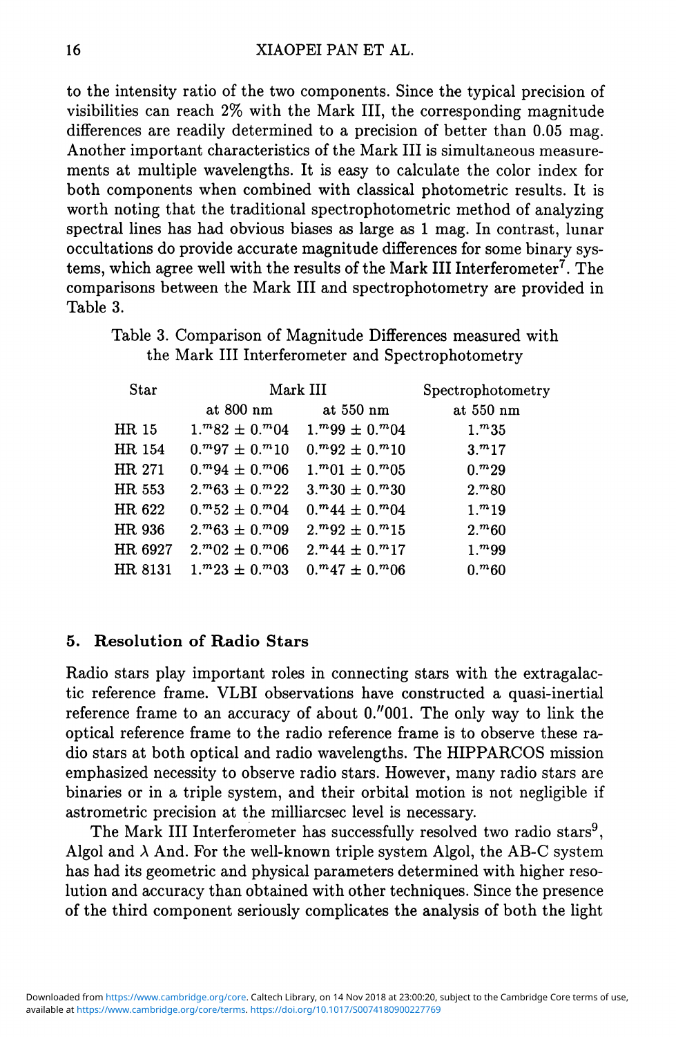to the intensity ratio of the two components. Since the typical precision of visibilities can reach 2% with the Mark III, the corresponding magnitude differences are readily determined to a precision of better than 0.05 mag. Another important characteristics of the Mark III is simultaneous measurements at multiple wavelengths. It is easy to calculate the color index for both components when combined with classical photometric results. It is worth noting that the traditional spectrophotometric method of analyzing spectral lines has had obvious biases as large as 1 mag. In contrast, lunar occultations do provide accurate magnitude differences for some binary systems, which agree well with the results of the Mark III Interferometer[7]. The comparisons between the Mark III and spectrophotometry are provided in Table 3.

Table 3. Comparison of Magnitude Differences measured with the Mark III Interferometer and Spectrophotometry

| Star | Mark III | | Spectrophotometry |
|---|---|---|---|
| | at 800 nm | at 550 nm | at 550 nm |
| HR 15 | $1.^m82 \pm 0.^m04$ | $1.^m99 \pm 0.^m04$ | $1.^m35$ |
| HR 154 | $0.^m97 \pm 0.^m10$ | $0.^m92 \pm 0.^m10$ | $3.^m17$ |
| HR 271 | $0.^m94 \pm 0.^m06$ | $1.^m01 \pm 0.^m05$ | $0.^m29$ |
| HR 553 | $2.^m63 \pm 0.^m22$ | $3.^m30 \pm 0.^m30$ | $2.^m80$ |
| HR 622 | $0.^m52 \pm 0.^m04$ | $0.^m44 \pm 0.^m04$ | $1.^m19$ |
| HR 936 | $2.^m63 \pm 0.^m09$ | $2.^m92 \pm 0.^m15$ | $2.^m60$ |
| HR 6927 | $2.^m02 \pm 0.^m06$ | $2.^m44 \pm 0.^m17$ | $1.^m99$ |
| HR 8131 | $1.^m23 \pm 0.^m03$ | $0.^m47 \pm 0.^m06$ | $0.^m60$ |

## 5. Resolution of Radio Stars

Radio stars play important roles in connecting stars with the extragalactic reference frame. VLBI observations have constructed a quasi-inertial reference frame to an accuracy of about $0.''001$. The only way to link the optical reference frame to the radio reference frame is to observe these radio stars at both optical and radio wavelengths. The HIPPARCOS mission emphasized necessity to observe radio stars. However, many radio stars are binaries or in a triple system, and their orbital motion is not negligible if astrometric precision at the milliarcsec level is necessary.

The Mark III Interferometer has successfully resolved two radio stars[9], Algol and $\lambda$ And. For the well-known triple system Algol, the AB-C system has had its geometric and physical parameters determined with higher resolution and accuracy than obtained with other techniques. Since the presence of the third component seriously complicates the analysis of both the light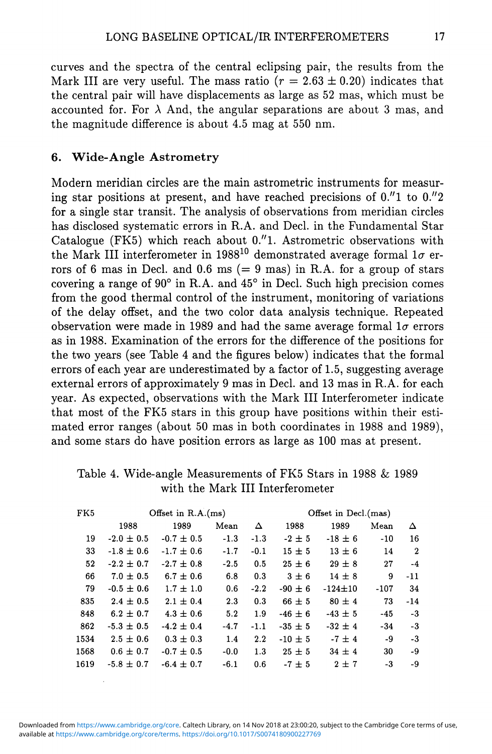curves and the spectra of the central eclipsing pair, the results from the Mark III are very useful. The mass ratio ($r = 2.63 \pm 0.20$) indicates that the central pair will have displacements as large as 52 mas, which must be accounted for. For $\lambda$ And, the angular separations are about 3 mas, and the magnitude difference is about 4.5 mag at 550 nm.

## 6. Wide-Angle Astrometry

Modern meridian circles are the main astrometric instruments for measuring star positions at present, and have reached precisions of 0.″1 to 0.″2 for a single star transit. The analysis of observations from meridian circles has disclosed systematic errors in R.A. and Decl. in the Fundamental Star Catalogue (FK5) which reach about 0.″1. Astrometric observations with the Mark III interferometer in 1988[10] demonstrated average formal $1\sigma$ errors of 6 mas in Decl. and 0.6 ms (= 9 mas) in R.A. for a group of stars covering a range of 90° in R.A. and 45° in Decl. Such high precision comes from the good thermal control of the instrument, monitoring of variations of the delay offset, and the two color data analysis technique. Repeated observation were made in 1989 and had the same average formal $1\sigma$ errors as in 1988. Examination of the errors for the difference of the positions for the two years (see Table 4 and the figures below) indicates that the formal errors of each year are underestimated by a factor of 1.5, suggesting average external errors of approximately 9 mas in Decl. and 13 mas in R.A. for each year. As expected, observations with the Mark III Interferometer indicate that most of the FK5 stars in this group have positions within their estimated error ranges (about 50 mas in both coordinates in 1988 and 1989), and some stars do have position errors as large as 100 mas at present.

Table 4. Wide-angle Measurements of FK5 Stars in 1988 & 1989 with the Mark III Interferometer

| FK5 | Offset in R.A.(ms) | | | | Offset in Decl.(mas) | | | |
|---|---|---|---|---|---|---|---|---|
| | 1988 | 1989 | Mean | Δ | 1988 | 1989 | Mean | Δ |
| 19 | -2.0 ± 0.5 | -0.7 ± 0.5 | -1.3 | -1.3 | -2 ± 5 | -18 ± 6 | -10 | 16 |
| 33 | -1.8 ± 0.6 | -1.7 ± 0.6 | -1.7 | -0.1 | 15 ± 5 | 13 ± 6 | 14 | 2 |
| 52 | -2.2 ± 0.7 | -2.7 ± 0.8 | -2.5 | 0.5 | 25 ± 6 | 29 ± 8 | 27 | -4 |
| 66 | 7.0 ± 0.5 | 6.7 ± 0.6 | 6.8 | 0.3 | 3 ± 6 | 14 ± 8 | 9 | -11 |
| 79 | -0.5 ± 0.6 | 1.7 ± 1.0 | 0.6 | -2.2 | -90 ± 6 | -124±10 | -107 | 34 |
| 835 | 2.4 ± 0.5 | 2.1 ± 0.4 | 2.3 | 0.3 | 66 ± 5 | 80 ± 4 | 73 | -14 |
| 848 | 6.2 ± 0.7 | 4.3 ± 0.6 | 5.2 | 1.9 | -46 ± 6 | -43 ± 5 | -45 | -3 |
| 862 | -5.3 ± 0.5 | -4.2 ± 0.4 | -4.7 | -1.1 | -35 ± 5 | -32 ± 4 | -34 | -3 |
| 1534 | 2.5 ± 0.6 | 0.3 ± 0.3 | 1.4 | 2.2 | -10 ± 5 | -7 ± 4 | -9 | -3 |
| 1568 | 0.6 ± 0.7 | -0.7 ± 0.5 | -0.0 | 1.3 | 25 ± 5 | 34 ± 4 | 30 | -9 |
| 1619 | -5.8 ± 0.7 | -6.4 ± 0.7 | -6.1 | 0.6 | -7 ± 5 | 2 ± 7 | -3 | -9 |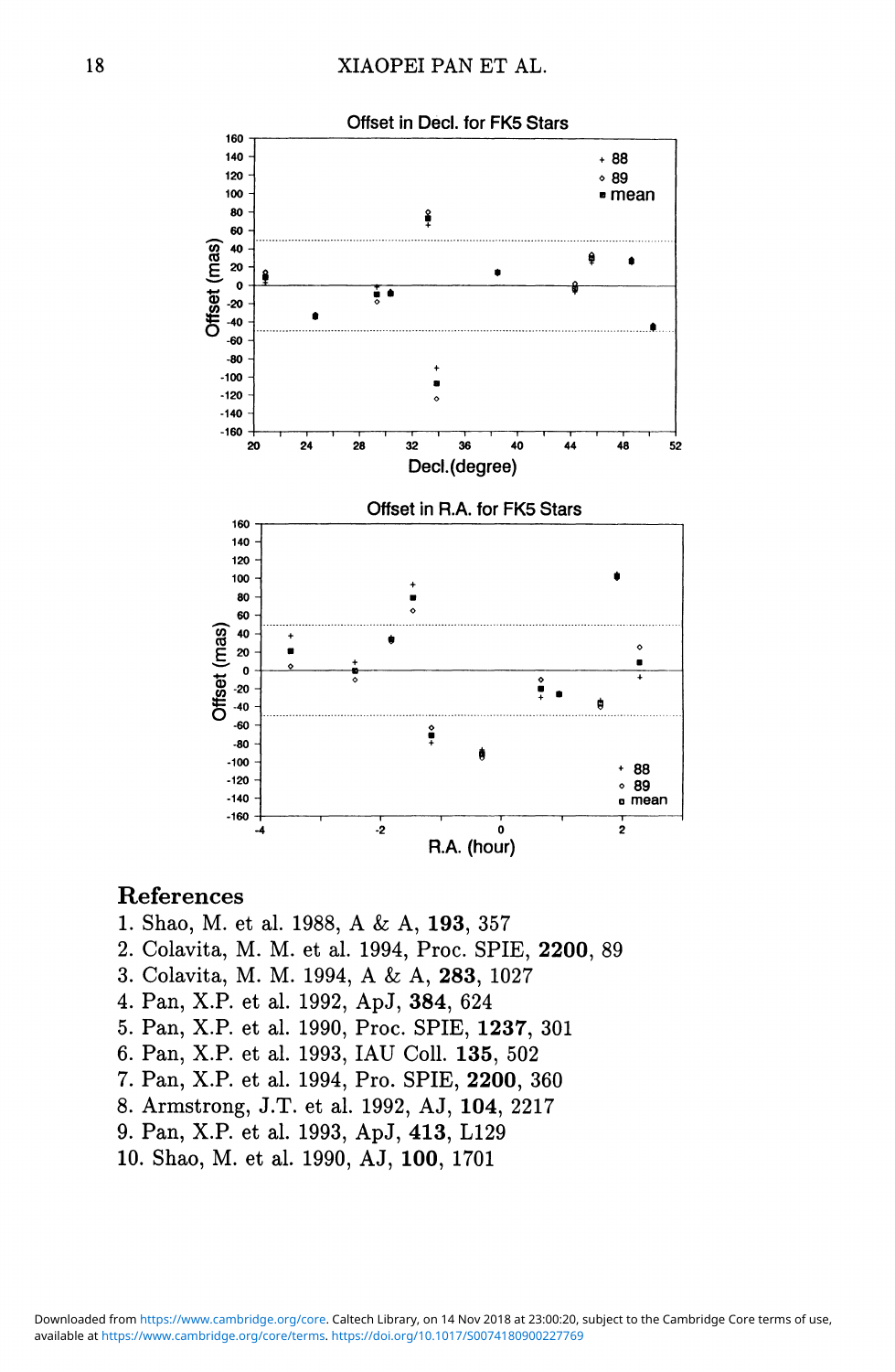Offset in Decl. for FK5 Stars

Offset (mas)

160
140
120
100
80
60
40
20
0
-20
-40
-60
-80
-100
-120
-140
-160

20 24 28 32 36 40 44 48 52

Decl.(degree)

+ 88
◇ 89
■ mean

Offset in R.A. for FK5 Stars

Offset (mas)

160
140
120
100
80
60
40
20
0
-20
-40
-60
-80
-100
-120
-140
-160

-4 -2 0 2

R.A. (hour)

+ 88
◇ 89
▫ mean

## References

1. Shao, M. et al. 1988, A & A, **193**, 357
2. Colavita, M. M. et al. 1994, Proc. SPIE, **2200**, 89
3. Colavita, M. M. 1994, A & A, **283**, 1027
4. Pan, X.P. et al. 1992, ApJ, **384**, 624
5. Pan, X.P. et al. 1990, Proc. SPIE, **1237**, 301
6. Pan, X.P. et al. 1993, IAU Coll. **135**, 502
7. Pan, X.P. et al. 1994, Pro. SPIE, **2200**, 360
8. Armstrong, J.T. et al. 1992, AJ, **104**, 2217
9. Pan, X.P. et al. 1993, ApJ, **413**, L129
10. Shao, M. et al. 1990, AJ, **100**, 1701